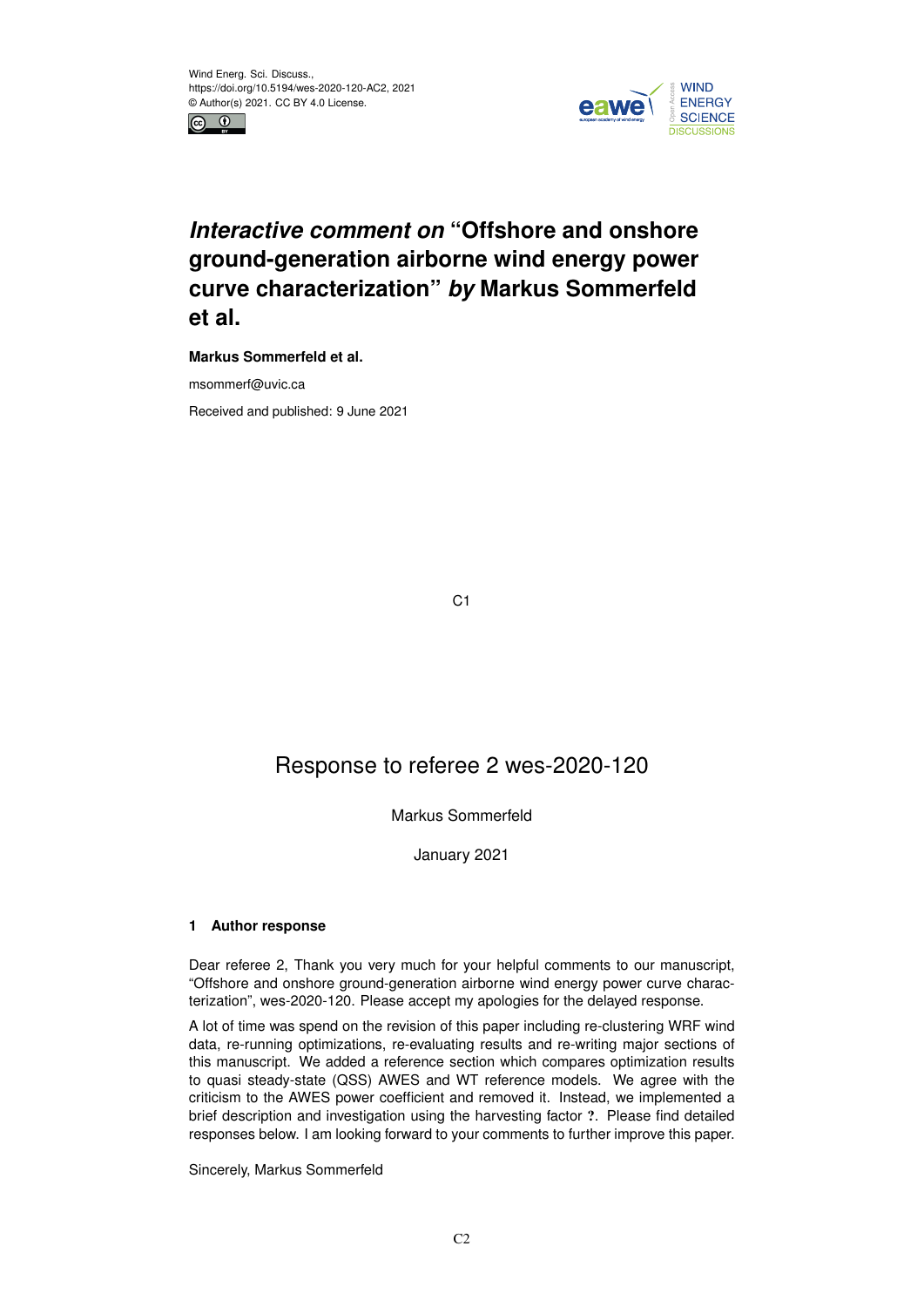# *Interactive comment on* "Offshore and onshore ground-generation airborne wind energy power curve characterization" *by* Markus Sommerfeld et al.

**Markus Sommerfeld et al.**

msommerf@uvic.ca

Received and published: 9 June 2021

# Response to referee 2 wes-2020-120

Markus Sommerfeld

January 2021

## 1 Author response

Dear referee 2, Thank you very much for your helpful comments to our manuscript, "Offshore and onshore ground-generation airborne wind energy power curve characterization", wes-2020-120. Please accept my apologies for the delayed response.

A lot of time was spend on the revision of this paper including re-clustering WRF wind data, re-running optimizations, re-evaluating results and re-writing major sections of this manuscript. We added a reference section which compares optimization results to quasi steady-state (QSS) AWES and WT reference models. We agree with the criticism to the AWES power coefficient and removed it. Instead, we implemented a brief description and investigation using the harvesting factor **?**. Please find detailed responses below. I am looking forward to your comments to further improve this paper.

Sincerely, Markus Sommerfeld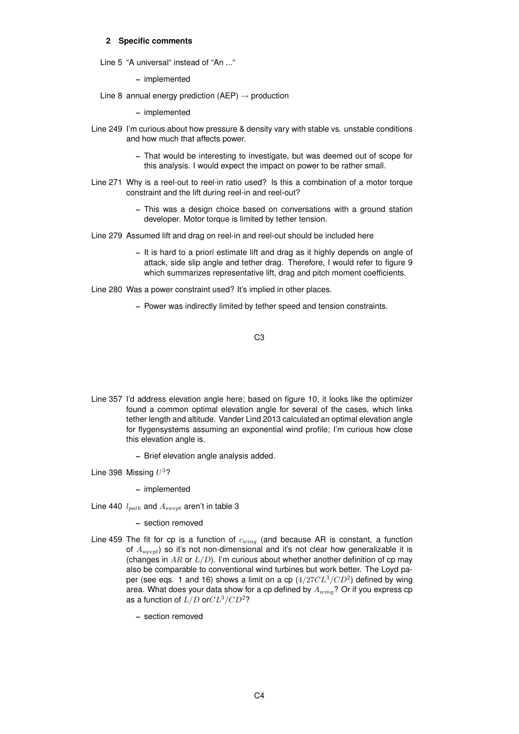## 2 Specific comments

Line 5 "A universal" instead of "An ..."

- implemented

Line 8 annual energy prediction (AEP) → production

- implemented

Line 249 I'm curious about how pressure & density vary with stable vs. unstable conditions and how much that affects power.

- That would be interesting to investigate, but was deemed out of scope for this analysis. I would expect the impact on power to be rather small.

Line 271 Why is a reel-out to reel-in ratio used? Is this a combination of a motor torque constraint and the lift during reel-in and reel-out?

- This was a design choice based on conversations with a ground station developer. Motor torque is limited by tether tension.

Line 279 Assumed lift and drag on reel-in and reel-out should be included here

- It is hard to a priori estimate lift and drag as it highly depends on angle of attack, side slip angle and tether drag. Therefore, I would refer to figure 9 which summarizes representative lift, drag and pitch moment coefficients.

Line 280 Was a power constraint used? It's implied in other places.

- Power was indirectly limited by tether speed and tension constraints.

Line 357 I'd address elevation angle here; based on figure 10, it looks like the optimizer found a common optimal elevation angle for several of the cases, which links tether length and altitude. Vander Lind 2013 calculated an optimal elevation angle for flygensystems assuming an exponential wind profile; I'm curious how close this elevation angle is.

- Brief elevation angle analysis added.

Line 398 Missing $U^3$?

- implemented

Line 440 $l_{path}$ and $A_{swept}$ aren't in table 3

- section removed

Line 459 The fit for cp is a function of $c_{wing}$ (and because AR is constant, a function of $A_{swept}$) so it's not non-dimensional and it's not clear how generalizable it is (changes in $AR$ or $L/D$). I'm curious about whether another definition of cp may also be comparable to conventional wind turbines but work better. The Loyd paper (see eqs. 1 and 16) shows a limit on a cp ($4/27 CL^3/CD^2$) defined by wing area. What does your data show for a cp defined by $A_{wing}$? Or if you express cp as a function of $L/D$ or $CL^3/CD^2$?

- section removed